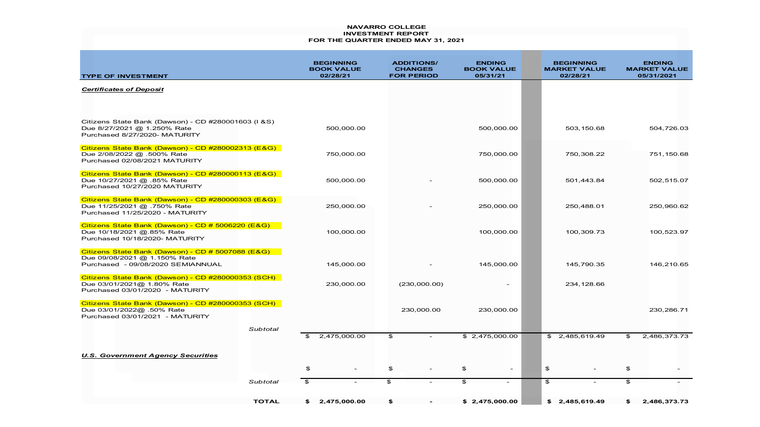**NAVARRO COLLEGE**
**INVESTMENT REPORT**
**FOR THE QUARTER ENDED MAY 31, 2021**

| TYPE OF INVESTMENT | BEGINNING BOOK VALUE 02/28/21 | ADDITIONS/ CHANGES FOR PERIOD | ENDING BOOK VALUE 05/31/21 | BEGINNING MARKET VALUE 02/28/21 | ENDING MARKET VALUE 05/31/2021 |
|---|---|---|---|---|---|
| ***Certificates of Deposit*** | | | | | |
| Citizens State Bank (Dawson) - CD #280001603 (I &S) Due 8/27/2021 @ 1.250% Rate Purchased 8/27/2020- MATURITY | 500,000.00 | | 500,000.00 | 503,150.68 | 504,726.03 |
| Citizens State Bank (Dawson) - CD #280002313 (E&G) Due 2/08/2022 @ .500% Rate Purchased 02/08/2021 MATURITY | 750,000.00 | | 750,000.00 | 750,308.22 | 751,150.68 |
| Citizens State Bank (Dawson) - CD #280000113 (E&G) Due 10/27/2021 @ .85% Rate Purchased 10/27/2020 MATURITY | 500,000.00 | - | 500,000.00 | 501,443.84 | 502,515.07 |
| Citizens State Bank (Dawson) - CD #280000303 (E&G) Due 11/25/2021 @ .750% Rate Purchased 11/25/2020 - MATURITY | 250,000.00 | - | 250,000.00 | 250,488.01 | 250,960.62 |
| Citizens State Bank (Dawson) - CD # 5006220 (E&G) Due 10/18/2021 @.85% Rate Purchased 10/18/2020- MATURITY | 100,000.00 | | 100,000.00 | 100,309.73 | 100,523.97 |
| Citizens State Bank (Dawson) - CD # 5007088 (E&G) Due 09/08/2021 @ 1.150% Rate Purchased - 09/08/2020 SEMIANNUAL | 145,000.00 | - | 145,000.00 | 145,790.35 | 146,210.65 |
| Citizens State Bank (Dawson) - CD #280000353 (SCH) Due 03/01/2021@ 1.80% Rate Purchased 03/01/2020 - MATURITY | 230,000.00 | (230,000.00) | - | 234,128.66 | |
| Citizens State Bank (Dawson) - CD #280000353 (SCH) Due 03/01/2022@ .50% Rate Purchased 03/01/2021 - MATURITY | | 230,000.00 | 230,000.00 | | 230,286.71 |
| *Subtotal* | $ 2,475,000.00 | $ - | $ 2,475,000.00 | $ 2,485,619.49 | $ 2,486,373.73 |
| ***U.S. Government Agency Securities*** | | | | | |
| | $ - | $ - | $ - | $ - | $ - |
| *Subtotal* | $ - | $ - | $ - | $ - | $ - |
| **TOTAL** | **$ 2,475,000.00** | **$ -** | **$ 2,475,000.00** | **$ 2,485,619.49** | **$ 2,486,373.73** |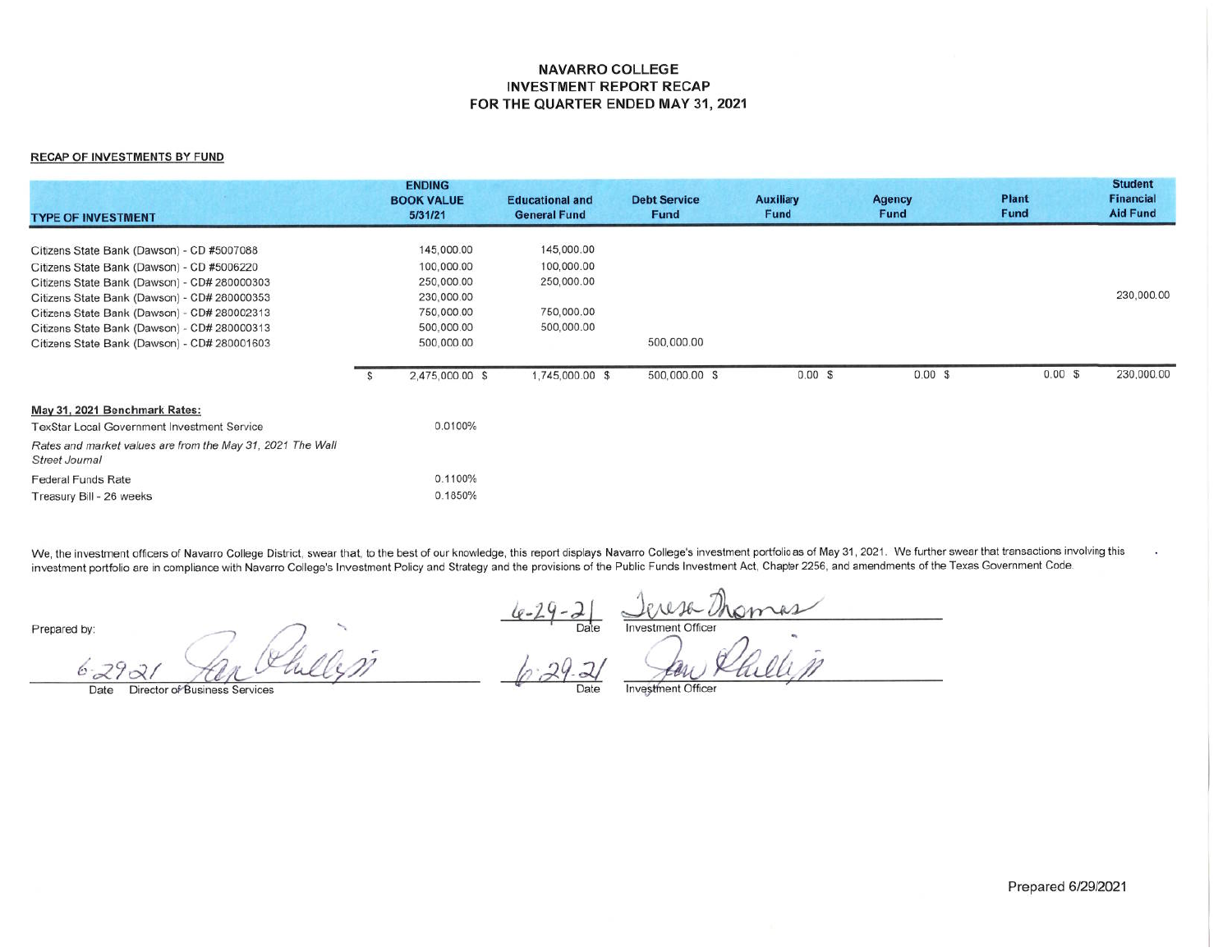# NAVARRO COLLEGE
## INVESTMENT REPORT RECAP
## FOR THE QUARTER ENDED MAY 31, 2021

**RECAP OF INVESTMENTS BY FUND**

| TYPE OF INVESTMENT | ENDING BOOK VALUE 5/31/21 | Educational and General Fund | Debt Service Fund | Auxiliary Fund | Agency Fund | Plant Fund | Student Financial Aid Fund |
|---|---|---|---|---|---|---|---|
| Citizens State Bank (Dawson) - CD #5007088 | 145,000.00 | 145,000.00 | | | | | |
| Citizens State Bank (Dawson) - CD #5006220 | 100,000.00 | 100,000.00 | | | | | |
| Citizens State Bank (Dawson) - CD# 280000303 | 250,000.00 | 250,000.00 | | | | | |
| Citizens State Bank (Dawson) - CD# 280000353 | 230,000.00 | | | | | | 230,000.00 |
| Citizens State Bank (Dawson) - CD# 280002313 | 750,000.00 | 750,000.00 | | | | | |
| Citizens State Bank (Dawson) - CD# 280000313 | 500,000.00 | 500,000.00 | | | | | |
| Citizens State Bank (Dawson) - CD# 280001603 | 500,000.00 | | 500,000.00 | | | | |
| | $ 2,475,000.00 | $ 1,745,000.00 | $ 500,000.00 | $ 0.00 | $ 0.00 | $ 0.00 | $ 230,000.00 |

**May 31, 2021 Benchmark Rates:**

| | |
|---|---|
| TexStar Local Government Investment Service | 0.0100% |
| *Rates and market values are from the May 31, 2021 The Wall Street Journal* | |
| Federal Funds Rate | 0.1100% |
| Treasury Bill - 26 weeks | 0.1850% |

We, the investment officers of Navarro College District, swear that, to the best of our knowledge, this report displays Navarro College's investment portfolio as of May 31, 2021. We further swear that transactions involving this investment portfolio are in compliance with Navarro College's Investment Policy and Strategy and the provisions of the Public Funds Investment Act, Chapter 2256, and amendments of the Texas Government Code.

Prepared by:

6-29-21 Teresa Thomas
Date Investment Officer

6-29-21 Jan Phillips
Date Director of Business Services

6-29-21 Jan Phillips
Date Investment Officer

Prepared 6/29/2021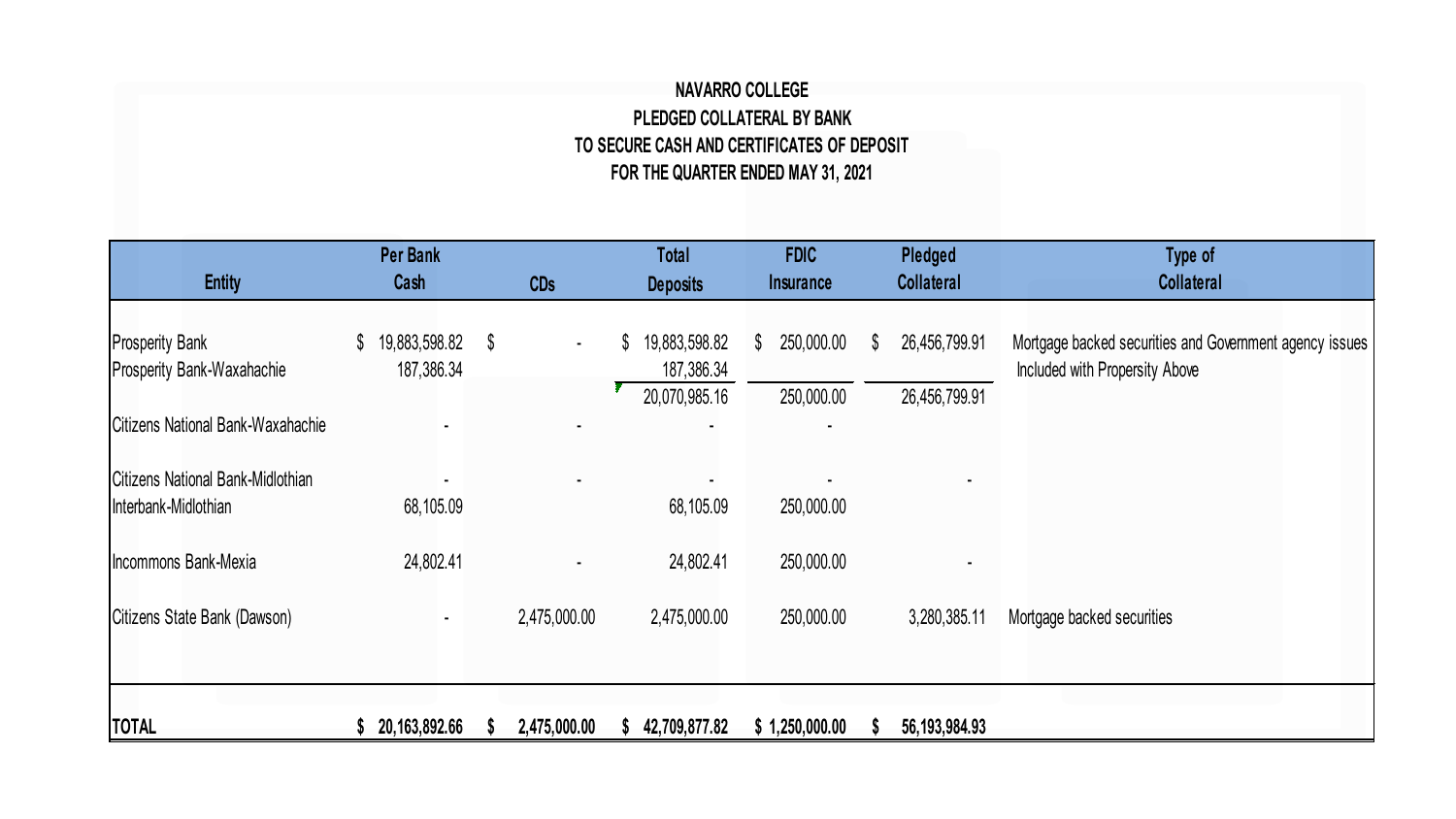**NAVARRO COLLEGE**
**PLEDGED COLLATERAL BY BANK**
**TO SECURE CASH AND CERTIFICATES OF DEPOSIT**
**FOR THE QUARTER ENDED MAY 31, 2021**

| Entity | Per Bank Cash | CDs | Total Deposits | FDIC Insurance | Pledged Collateral | Type of Collateral |
|---|---|---|---|---|---|---|
| Prosperity Bank | $ 19,883,598.82 | $ - | $ 19,883,598.82 | $ 250,000.00 | $ 26,456,799.91 | Mortgage backed securities and Government agency issues |
| Prosperity Bank-Waxahachie | 187,386.34 | | 187,386.34 | | | Included with Propersity Above |
| | | | 20,070,985.16 | 250,000.00 | 26,456,799.91 | |
| Citizens National Bank-Waxahachie | - | - | - | - | | |
| Citizens National Bank-Midlothian | - | - | - | - | - | |
| Interbank-Midlothian | 68,105.09 | | 68,105.09 | 250,000.00 | | |
| Incommons Bank-Mexia | 24,802.41 | - | 24,802.41 | 250,000.00 | - | |
| Citizens State Bank (Dawson) | - | 2,475,000.00 | 2,475,000.00 | 250,000.00 | 3,280,385.11 | Mortgage backed securities |
| **TOTAL** | **$ 20,163,892.66** | **$ 2,475,000.00** | **$ 42,709,877.82** | **$ 1,250,000.00** | **$ 56,193,984.93** | |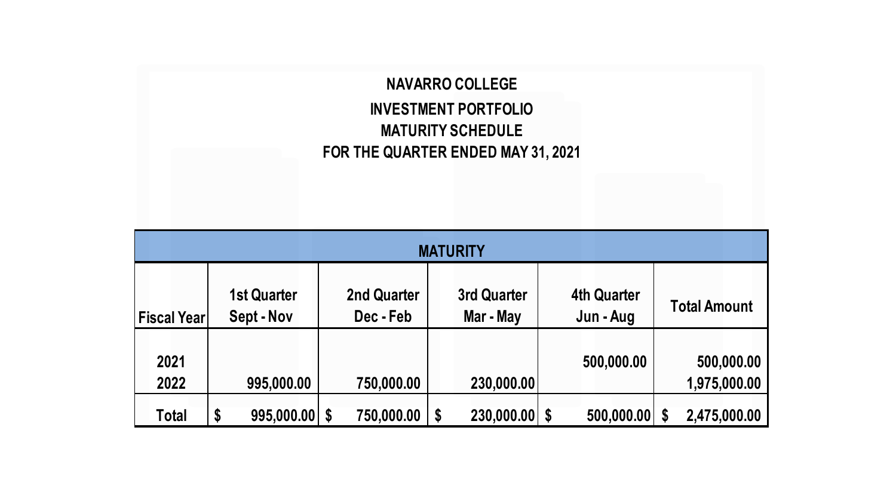# NAVARRO COLLEGE

## INVESTMENT PORTFOLIO

## MATURITY SCHEDULE

## FOR THE QUARTER ENDED MAY 31, 2021

| MATURITY | | | | | |
|---|---|---|---|---|---|
| Fiscal Year | 1st Quarter Sept - Nov | 2nd Quarter Dec - Feb | 3rd Quarter Mar - May | 4th Quarter Jun - Aug | Total Amount |
| 2021 | | | | 500,000.00 | 500,000.00 |
| 2022 | 995,000.00 | 750,000.00 | 230,000.00 | | 1,975,000.00 |
| Total | $ 995,000.00 | $ 750,000.00 | $ 230,000.00 | $ 500,000.00 | $ 2,475,000.00 |